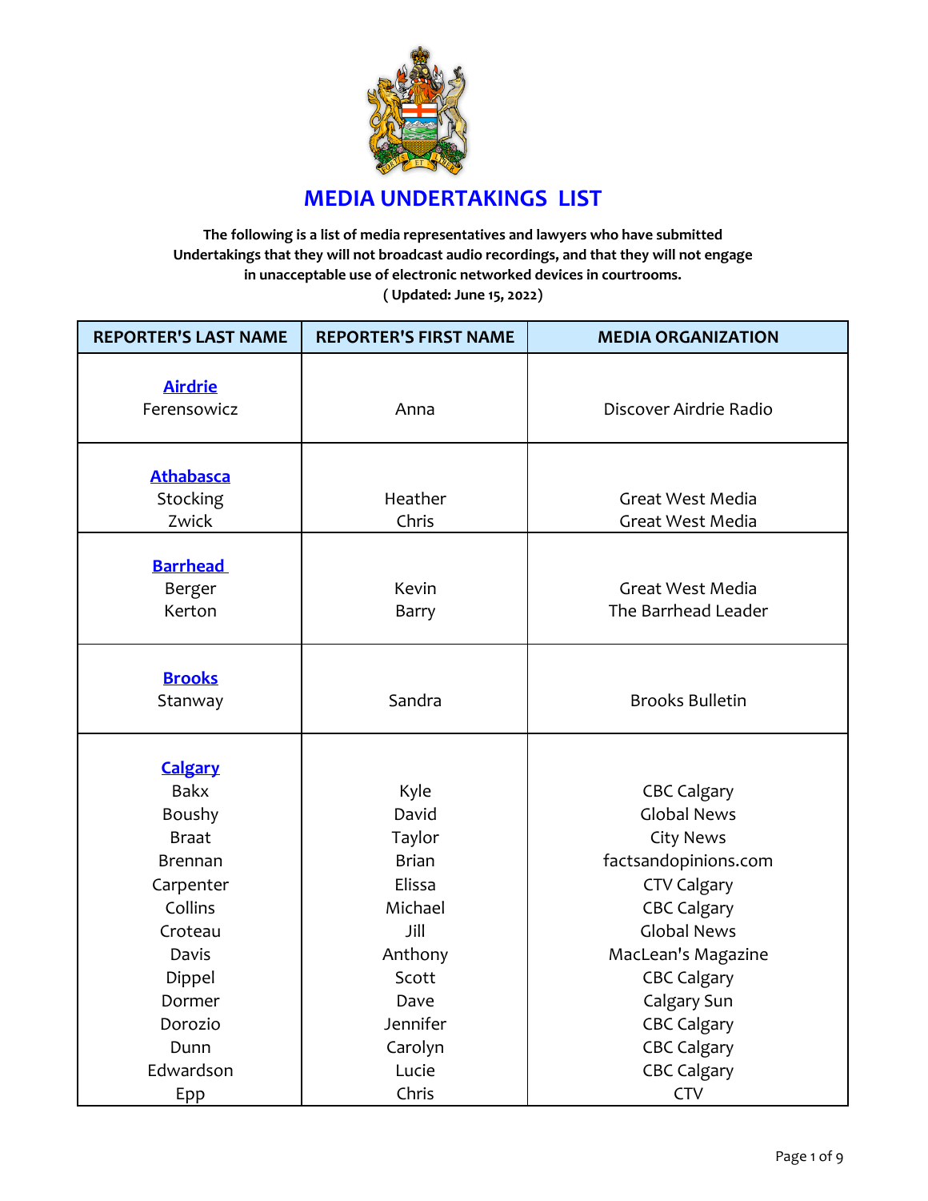# MEDIA UNDERTAKINGS LIST

**The following is a list of media representatives and lawyers who have submitted Undertakings that they will not broadcast audio recordings, and that they will not engage in unacceptable use of electronic networked devices in courtrooms.**
**( Updated: June 15, 2022)**

| REPORTER'S LAST NAME | REPORTER'S FIRST NAME | MEDIA ORGANIZATION |
|---|---|---|
| **Airdrie** | | |
| Ferensowicz | Anna | Discover Airdrie Radio |
| **Athabasca** | | |
| Stocking | Heather | Great West Media |
| Zwick | Chris | Great West Media |
| **Barrhead** | | |
| Berger | Kevin | Great West Media |
| Kerton | Barry | The Barrhead Leader |
| **Brooks** | | |
| Stanway | Sandra | Brooks Bulletin |
| **Calgary** | | |
| Bakx | Kyle | CBC Calgary |
| Boushy | David | Global News |
| Braat | Taylor | City News |
| Brennan | Brian | factsandopinions.com |
| Carpenter | Elissa | CTV Calgary |
| Collins | Michael | CBC Calgary |
| Croteau | Jill | Global News |
| Davis | Anthony | MacLean's Magazine |
| Dippel | Scott | CBC Calgary |
| Dormer | Dave | Calgary Sun |
| Dorozio | Jennifer | CBC Calgary |
| Dunn | Carolyn | CBC Calgary |
| Edwardson | Lucie | CBC Calgary |
| Epp | Chris | CTV |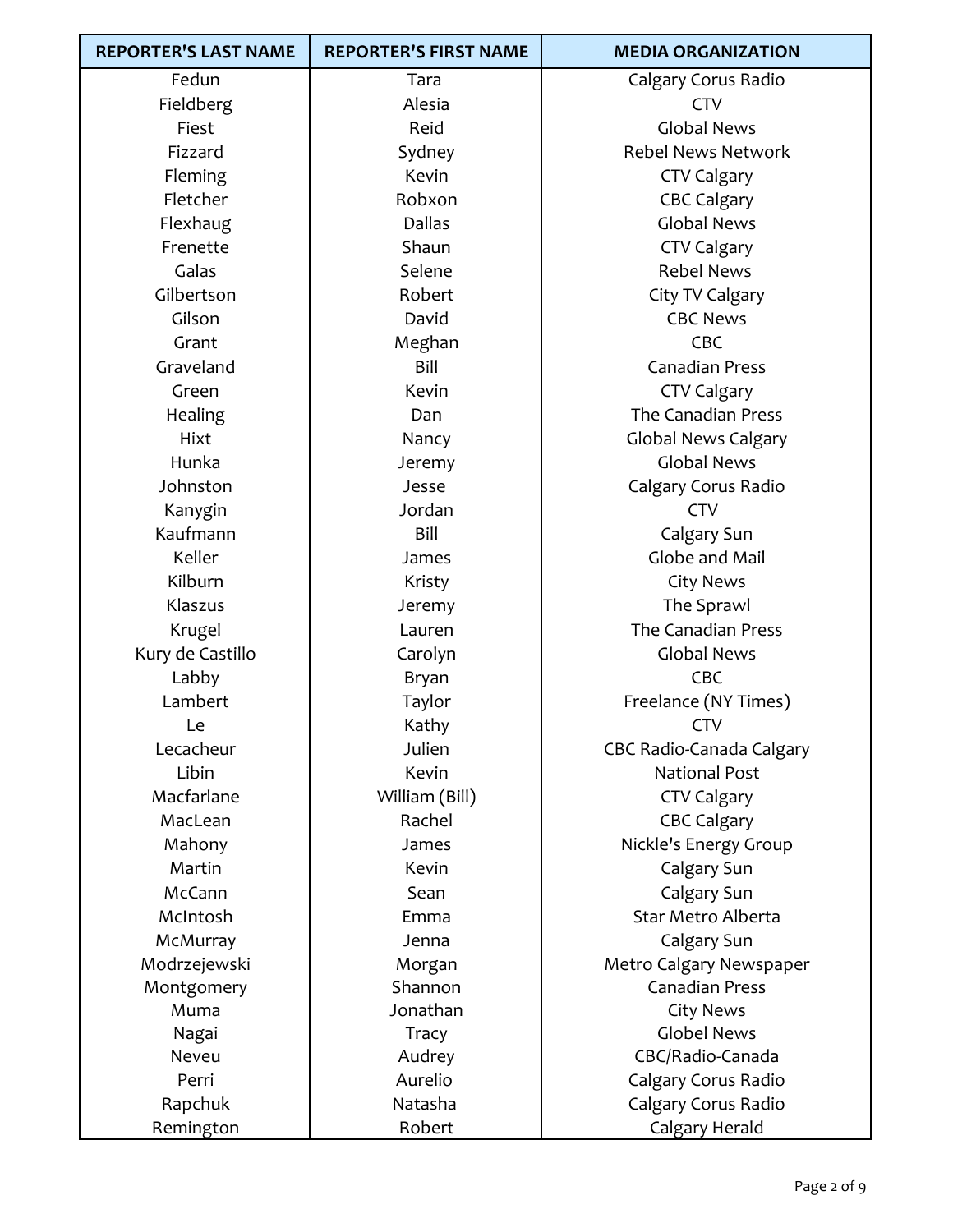| REPORTER'S LAST NAME | REPORTER'S FIRST NAME | MEDIA ORGANIZATION |
|---|---|---|
| Fedun | Tara | Calgary Corus Radio |
| Fieldberg | Alesia | CTV |
| Fiest | Reid | Global News |
| Fizzard | Sydney | Rebel News Network |
| Fleming | Kevin | CTV Calgary |
| Fletcher | Robxon | CBC Calgary |
| Flexhaug | Dallas | Global News |
| Frenette | Shaun | CTV Calgary |
| Galas | Selene | Rebel News |
| Gilbertson | Robert | City TV Calgary |
| Gilson | David | CBC News |
| Grant | Meghan | CBC |
| Graveland | Bill | Canadian Press |
| Green | Kevin | CTV Calgary |
| Healing | Dan | The Canadian Press |
| Hixt | Nancy | Global News Calgary |
| Hunka | Jeremy | Global News |
| Johnston | Jesse | Calgary Corus Radio |
| Kanygin | Jordan | CTV |
| Kaufmann | Bill | Calgary Sun |
| Keller | James | Globe and Mail |
| Kilburn | Kristy | City News |
| Klaszus | Jeremy | The Sprawl |
| Krugel | Lauren | The Canadian Press |
| Kury de Castillo | Carolyn | Global News |
| Labby | Bryan | CBC |
| Lambert | Taylor | Freelance (NY Times) |
| Le | Kathy | CTV |
| Lecacheur | Julien | CBC Radio-Canada Calgary |
| Libin | Kevin | National Post |
| Macfarlane | William (Bill) | CTV Calgary |
| MacLean | Rachel | CBC Calgary |
| Mahony | James | Nickle's Energy Group |
| Martin | Kevin | Calgary Sun |
| McCann | Sean | Calgary Sun |
| McIntosh | Emma | Star Metro Alberta |
| McMurray | Jenna | Calgary Sun |
| Modrzejewski | Morgan | Metro Calgary Newspaper |
| Montgomery | Shannon | Canadian Press |
| Muma | Jonathan | City News |
| Nagai | Tracy | Globel News |
| Neveu | Audrey | CBC/Radio-Canada |
| Perri | Aurelio | Calgary Corus Radio |
| Rapchuk | Natasha | Calgary Corus Radio |
| Remington | Robert | Calgary Herald |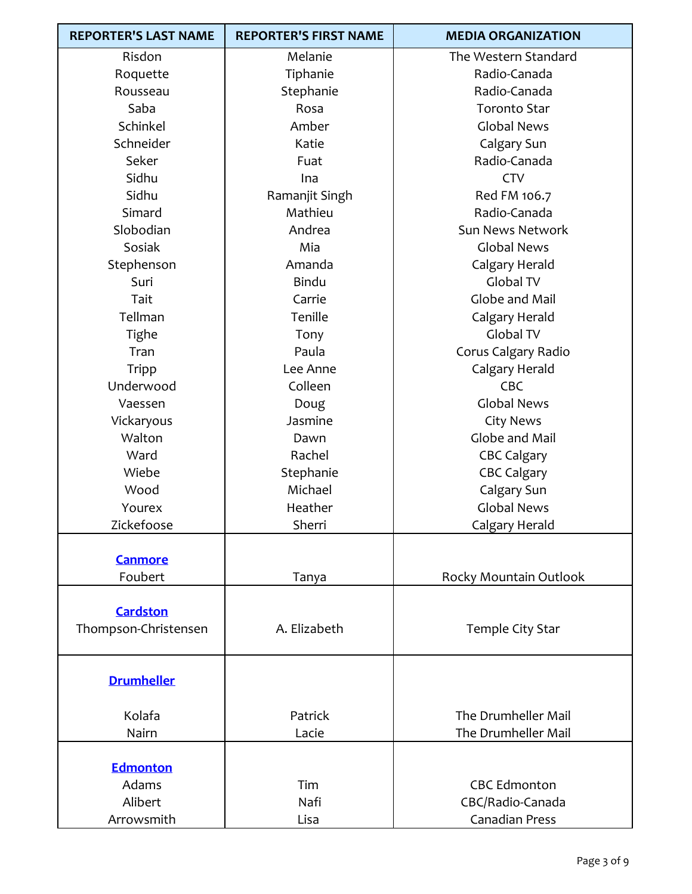| REPORTER'S LAST NAME | REPORTER'S FIRST NAME | MEDIA ORGANIZATION |
|---|---|---|
| Risdon | Melanie | The Western Standard |
| Roquette | Tiphanie | Radio-Canada |
| Rousseau | Stephanie | Radio-Canada |
| Saba | Rosa | Toronto Star |
| Schinkel | Amber | Global News |
| Schneider | Katie | Calgary Sun |
| Seker | Fuat | Radio-Canada |
| Sidhu | Ina | CTV |
| Sidhu | Ramanjit Singh | Red FM 106.7 |
| Simard | Mathieu | Radio-Canada |
| Slobodian | Andrea | Sun News Network |
| Sosiak | Mia | Global News |
| Stephenson | Amanda | Calgary Herald |
| Suri | Bindu | Global TV |
| Tait | Carrie | Globe and Mail |
| Tellman | Tenille | Calgary Herald |
| Tighe | Tony | Global TV |
| Tran | Paula | Corus Calgary Radio |
| Tripp | Lee Anne | Calgary Herald |
| Underwood | Colleen | CBC |
| Vaessen | Doug | Global News |
| Vickaryous | Jasmine | City News |
| Walton | Dawn | Globe and Mail |
| Ward | Rachel | CBC Calgary |
| Wiebe | Stephanie | CBC Calgary |
| Wood | Michael | Calgary Sun |
| Yourex | Heather | Global News |
| Zickefoose | Sherri | Calgary Herald |
| **Canmore** | | |
| Foubert | Tanya | Rocky Mountain Outlook |
| **Cardston** | | |
| Thompson-Christensen | A. Elizabeth | Temple City Star |
| **Drumheller** | | |
| Kolafa | Patrick | The Drumheller Mail |
| Nairn | Lacie | The Drumheller Mail |
| **Edmonton** | | |
| Adams | Tim | CBC Edmonton |
| Alibert | Nafi | CBC/Radio-Canada |
| Arrowsmith | Lisa | Canadian Press |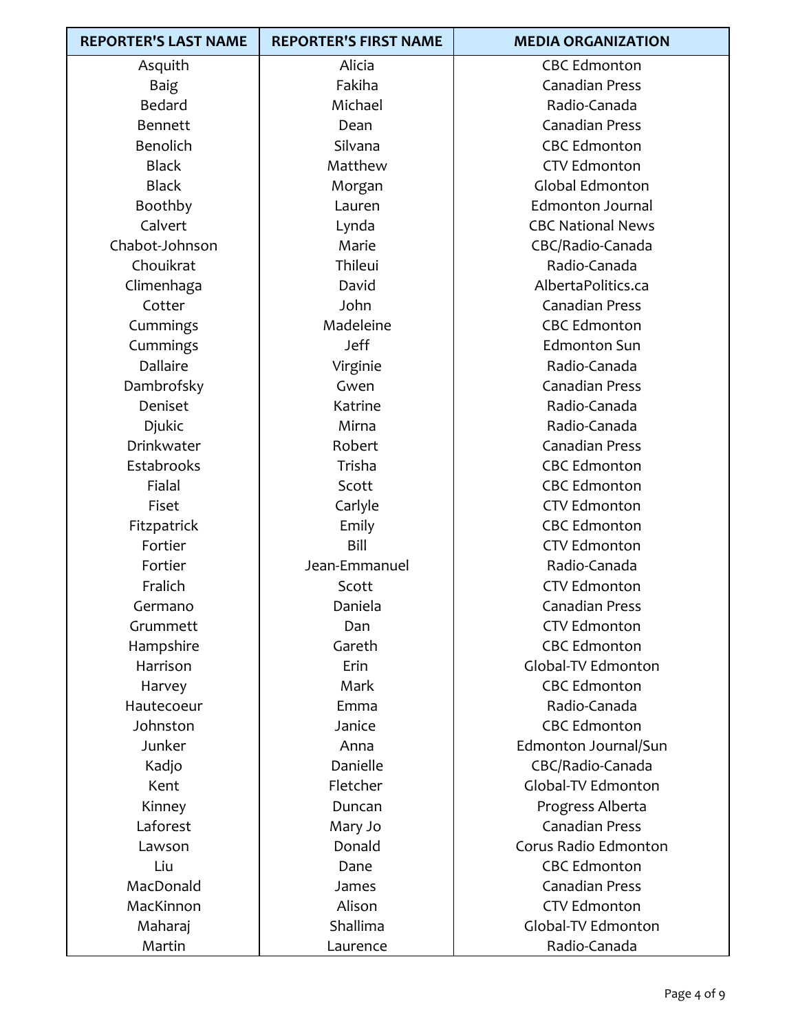| REPORTER'S LAST NAME | REPORTER'S FIRST NAME | MEDIA ORGANIZATION |
|---|---|---|
| Asquith | Alicia | CBC Edmonton |
| Baig | Fakiha | Canadian Press |
| Bedard | Michael | Radio-Canada |
| Bennett | Dean | Canadian Press |
| Benolich | Silvana | CBC Edmonton |
| Black | Matthew | CTV Edmonton |
| Black | Morgan | Global Edmonton |
| Boothby | Lauren | Edmonton Journal |
| Calvert | Lynda | CBC National News |
| Chabot-Johnson | Marie | CBC/Radio-Canada |
| Chouikrat | Thileui | Radio-Canada |
| Climenhaga | David | AlbertaPolitics.ca |
| Cotter | John | Canadian Press |
| Cummings | Madeleine | CBC Edmonton |
| Cummings | Jeff | Edmonton Sun |
| Dallaire | Virginie | Radio-Canada |
| Dambrofsky | Gwen | Canadian Press |
| Deniset | Katrine | Radio-Canada |
| Djukic | Mirna | Radio-Canada |
| Drinkwater | Robert | Canadian Press |
| Estabrooks | Trisha | CBC Edmonton |
| Fialal | Scott | CBC Edmonton |
| Fiset | Carlyle | CTV Edmonton |
| Fitzpatrick | Emily | CBC Edmonton |
| Fortier | Bill | CTV Edmonton |
| Fortier | Jean-Emmanuel | Radio-Canada |
| Fralich | Scott | CTV Edmonton |
| Germano | Daniela | Canadian Press |
| Grummett | Dan | CTV Edmonton |
| Hampshire | Gareth | CBC Edmonton |
| Harrison | Erin | Global-TV Edmonton |
| Harvey | Mark | CBC Edmonton |
| Hautecoeur | Emma | Radio-Canada |
| Johnston | Janice | CBC Edmonton |
| Junker | Anna | Edmonton Journal/Sun |
| Kadjo | Danielle | CBC/Radio-Canada |
| Kent | Fletcher | Global-TV Edmonton |
| Kinney | Duncan | Progress Alberta |
| Laforest | Mary Jo | Canadian Press |
| Lawson | Donald | Corus Radio Edmonton |
| Liu | Dane | CBC Edmonton |
| MacDonald | James | Canadian Press |
| MacKinnon | Alison | CTV Edmonton |
| Maharaj | Shallima | Global-TV Edmonton |
| Martin | Laurence | Radio-Canada |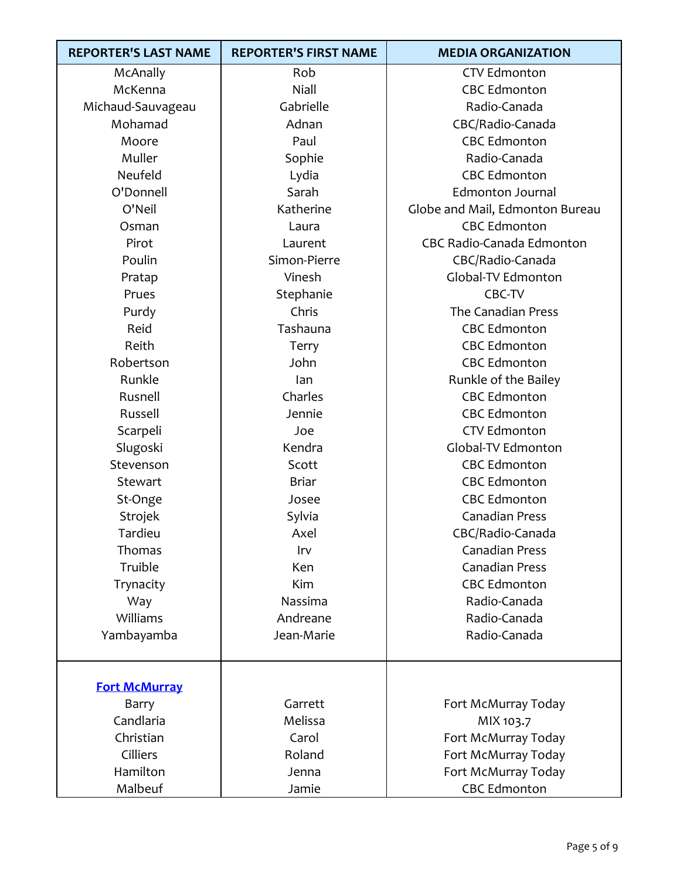| REPORTER'S LAST NAME | REPORTER'S FIRST NAME | MEDIA ORGANIZATION |
|---|---|---|
| McAnally | Rob | CTV Edmonton |
| McKenna | Niall | CBC Edmonton |
| Michaud-Sauvageau | Gabrielle | Radio-Canada |
| Mohamad | Adnan | CBC/Radio-Canada |
| Moore | Paul | CBC Edmonton |
| Muller | Sophie | Radio-Canada |
| Neufeld | Lydia | CBC Edmonton |
| O'Donnell | Sarah | Edmonton Journal |
| O'Neil | Katherine | Globe and Mail, Edmonton Bureau |
| Osman | Laura | CBC Edmonton |
| Pirot | Laurent | CBC Radio-Canada Edmonton |
| Poulin | Simon-Pierre | CBC/Radio-Canada |
| Pratap | Vinesh | Global-TV Edmonton |
| Prues | Stephanie | CBC-TV |
| Purdy | Chris | The Canadian Press |
| Reid | Tashauna | CBC Edmonton |
| Reith | Terry | CBC Edmonton |
| Robertson | John | CBC Edmonton |
| Runkle | Ian | Runkle of the Bailey |
| Rusnell | Charles | CBC Edmonton |
| Russell | Jennie | CBC Edmonton |
| Scarpeli | Joe | CTV Edmonton |
| Slugoski | Kendra | Global-TV Edmonton |
| Stevenson | Scott | CBC Edmonton |
| Stewart | Briar | CBC Edmonton |
| St-Onge | Josee | CBC Edmonton |
| Strojek | Sylvia | Canadian Press |
| Tardieu | Axel | CBC/Radio-Canada |
| Thomas | Irv | Canadian Press |
| Truible | Ken | Canadian Press |
| Trynacity | Kim | CBC Edmonton |
| Way | Nassima | Radio-Canada |
| Williams | Andreane | Radio-Canada |
| Yambayamba | Jean-Marie | Radio-Canada |
| **Fort McMurray** | | |
| Barry | Garrett | Fort McMurray Today |
| Candlaria | Melissa | MIX 103.7 |
| Christian | Carol | Fort McMurray Today |
| Cilliers | Roland | Fort McMurray Today |
| Hamilton | Jenna | Fort McMurray Today |
| Malbeuf | Jamie | CBC Edmonton |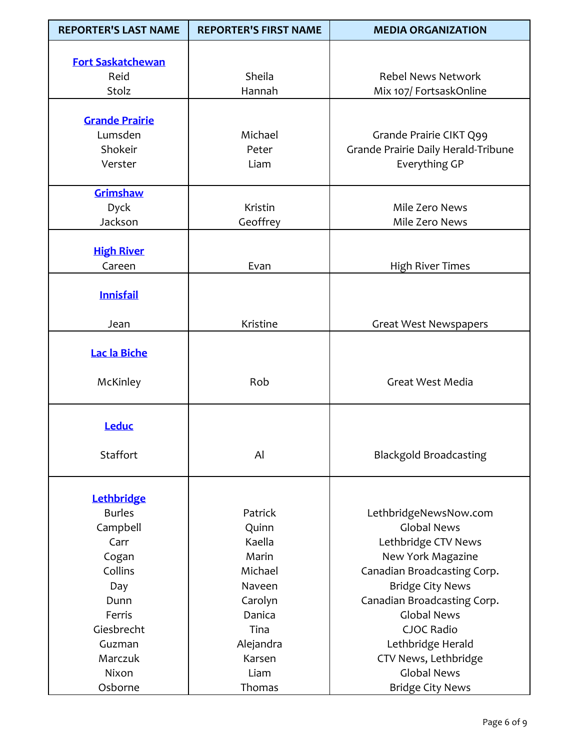| REPORTER'S LAST NAME | REPORTER'S FIRST NAME | MEDIA ORGANIZATION |
|---|---|---|
| **Fort Saskatchewan** | | |
| Reid | Sheila | Rebel News Network |
| Stolz | Hannah | Mix 107/ FortsaskOnline |
| **Grande Prairie** | | |
| Lumsden | Michael | Grande Prairie CIKT Q99 |
| Shokeir | Peter | Grande Prairie Daily Herald-Tribune |
| Verster | Liam | Everything GP |
| **Grimshaw** | | |
| Dyck | Kristin | Mile Zero News |
| Jackson | Geoffrey | Mile Zero News |
| **High River** | | |
| Careen | Evan | High River Times |
| **Innisfail** | | |
| Jean | Kristine | Great West Newspapers |
| **Lac la Biche** | | |
| McKinley | Rob | Great West Media |
| **Leduc** | | |
| Staffort | Al | Blackgold Broadcasting |
| **Lethbridge** | | |
| Burles | Patrick | LethbridgeNewsNow.com |
| Campbell | Quinn | Global News |
| Carr | Kaella | Lethbridge CTV News |
| Cogan | Marin | New York Magazine |
| Collins | Michael | Canadian Broadcasting Corp. |
| Day | Naveen | Bridge City News |
| Dunn | Carolyn | Canadian Broadcasting Corp. |
| Ferris | Danica | Global News |
| Giesbrecht | Tina | CJOC Radio |
| Guzman | Alejandra | Lethbridge Herald |
| Marczuk | Karsen | CTV News, Lethbridge |
| Nixon | Liam | Global News |
| Osborne | Thomas | Bridge City News |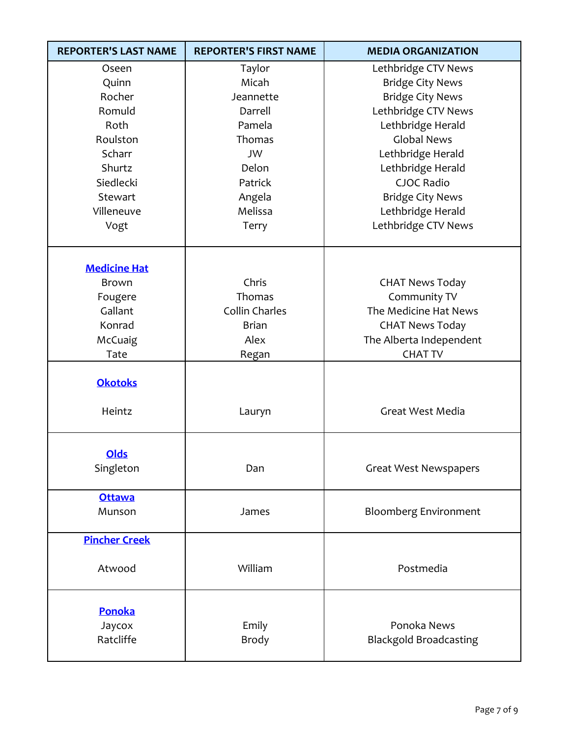| REPORTER'S LAST NAME | REPORTER'S FIRST NAME | MEDIA ORGANIZATION |
| --- | --- | --- |
| Oseen | Taylor | Lethbridge CTV News |
| Quinn | Micah | Bridge City News |
| Rocher | Jeannette | Bridge City News |
| Romuld | Darrell | Lethbridge CTV News |
| Roth | Pamela | Lethbridge Herald |
| Roulston | Thomas | Global News |
| Scharr | JW | Lethbridge Herald |
| Shurtz | Delon | Lethbridge Herald |
| Siedlecki | Patrick | CJOC Radio |
| Stewart | Angela | Bridge City News |
| Villeneuve | Melissa | Lethbridge Herald |
| Vogt | Terry | Lethbridge CTV News |
| **Medicine Hat** | | |
| Brown | Chris | CHAT News Today |
| Fougere | Thomas | Community TV |
| Gallant | Collin Charles | The Medicine Hat News |
| Konrad | Brian | CHAT News Today |
| McCuaig | Alex | The Alberta Independent |
| Tate | Regan | CHAT TV |
| **Okotoks** | | |
| Heintz | Lauryn | Great West Media |
| **Olds** | | |
| Singleton | Dan | Great West Newspapers |
| **Ottawa** | | |
| Munson | James | Bloomberg Environment |
| **Pincher Creek** | | |
| Atwood | William | Postmedia |
| **Ponoka** | | |
| Jaycox | Emily | Ponoka News |
| Ratcliffe | Brody | Blackgold Broadcasting |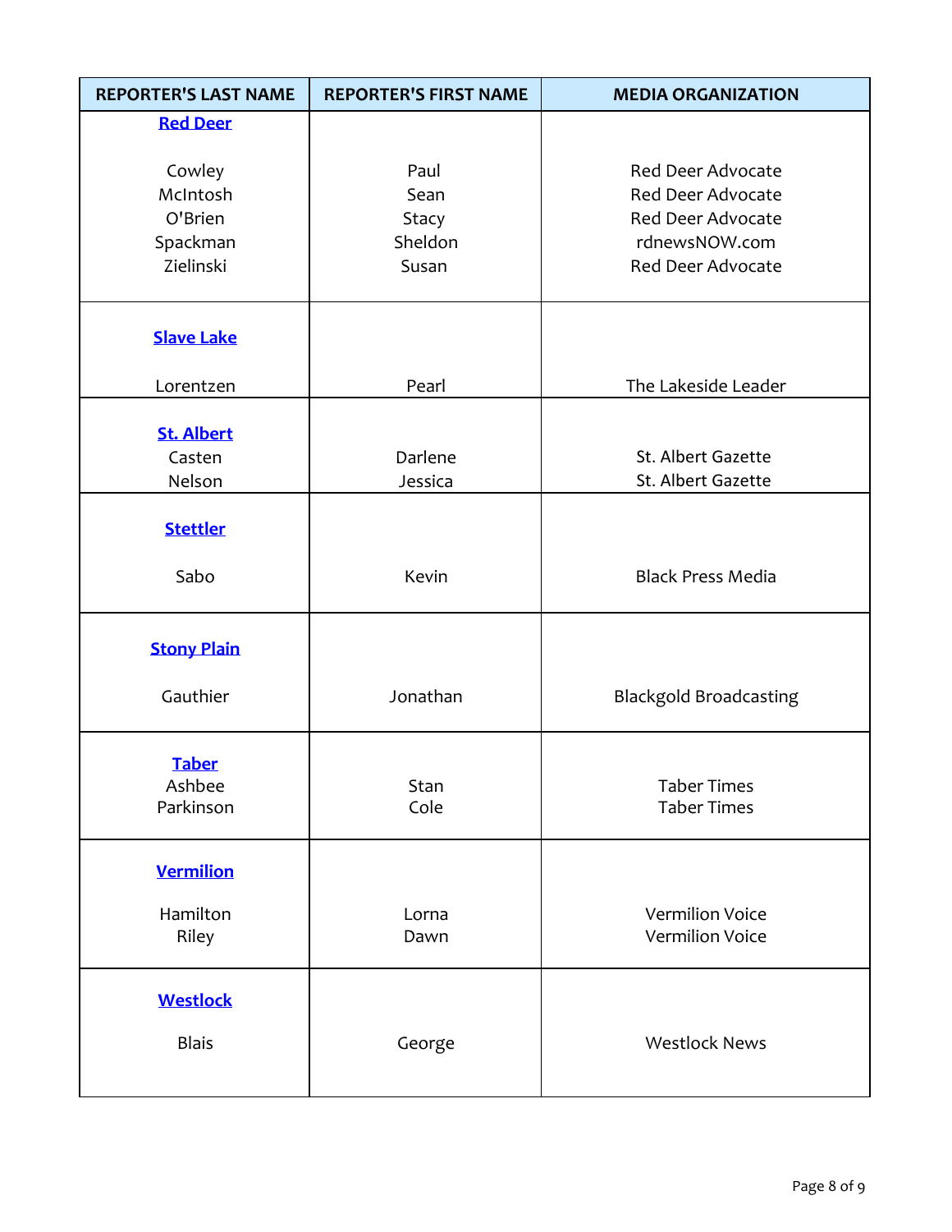| REPORTER'S LAST NAME | REPORTER'S FIRST NAME | MEDIA ORGANIZATION |
|---|---|---|
| **Red Deer** | | |
| Cowley | Paul | Red Deer Advocate |
| McIntosh | Sean | Red Deer Advocate |
| O'Brien | Stacy | Red Deer Advocate |
| Spackman | Sheldon | rdnewsNOW.com |
| Zielinski | Susan | Red Deer Advocate |
| **Slave Lake** | | |
| Lorentzen | Pearl | The Lakeside Leader |
| **St. Albert** | | |
| Casten | Darlene | St. Albert Gazette |
| Nelson | Jessica | St. Albert Gazette |
| **Stettler** | | |
| Sabo | Kevin | Black Press Media |
| **Stony Plain** | | |
| Gauthier | Jonathan | Blackgold Broadcasting |
| **Taber** | | |
| Ashbee | Stan | Taber Times |
| Parkinson | Cole | Taber Times |
| **Vermilion** | | |
| Hamilton | Lorna | Vermilion Voice |
| Riley | Dawn | Vermilion Voice |
| **Westlock** | | |
| Blais | George | Westlock News |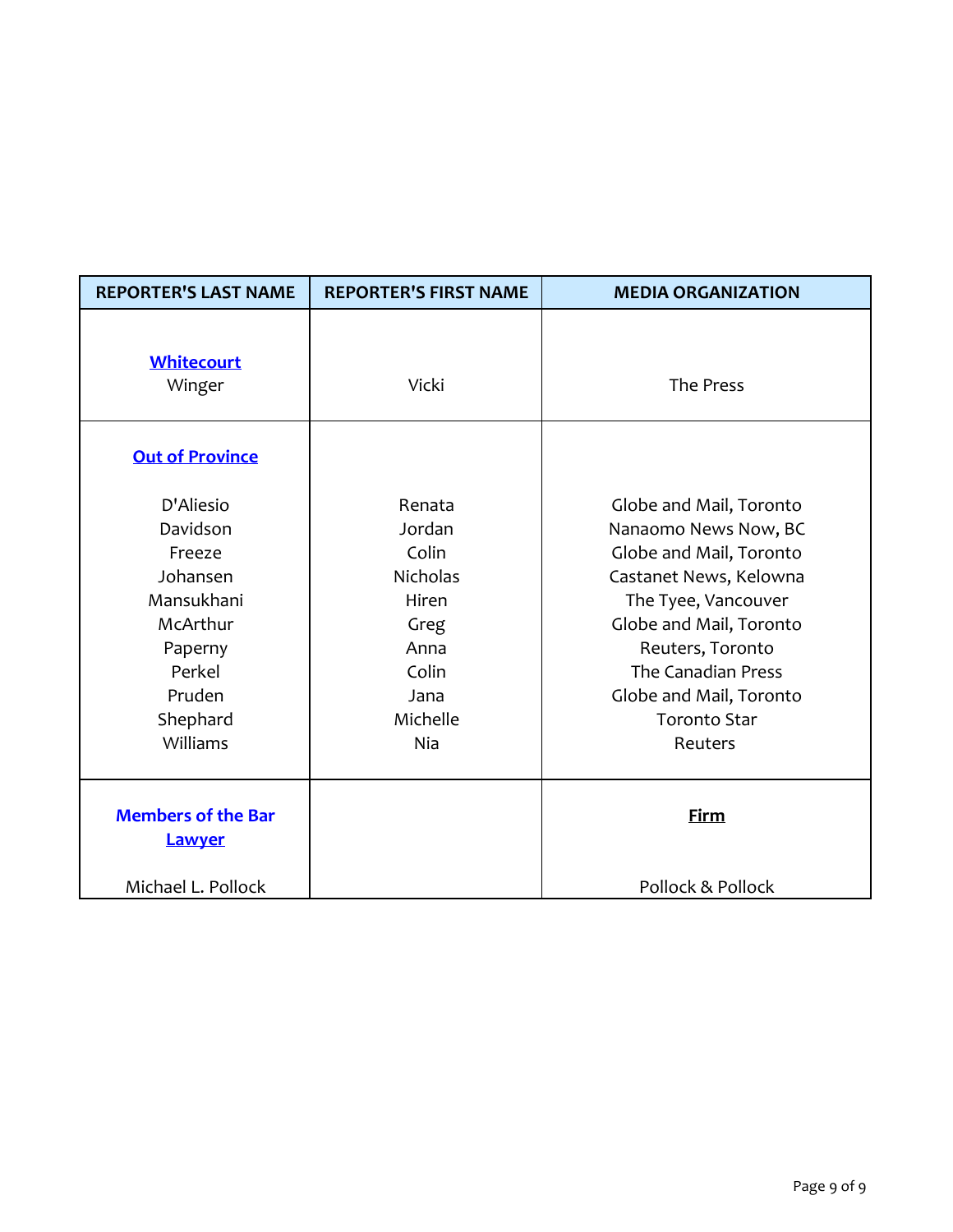| REPORTER'S LAST NAME | REPORTER'S FIRST NAME | MEDIA ORGANIZATION |
| --- | --- | --- |
| **Whitecourt** | | |
| Winger | Vicki | The Press |
| **Out of Province** | | |
| D'Aliesio | Renata | Globe and Mail, Toronto |
| Davidson | Jordan | Nanaomo News Now, BC |
| Freeze | Colin | Globe and Mail, Toronto |
| Johansen | Nicholas | Castanet News, Kelowna |
| Mansukhani | Hiren | The Tyee, Vancouver |
| McArthur | Greg | Globe and Mail, Toronto |
| Paperny | Anna | Reuters, Toronto |
| Perkel | Colin | The Canadian Press |
| Pruden | Jana | Globe and Mail, Toronto |
| Shephard | Michelle | Toronto Star |
| Williams | Nia | Reuters |
| **Members of the Bar** **Lawyer** | | **Firm** |
| Michael L. Pollock | | Pollock & Pollock |